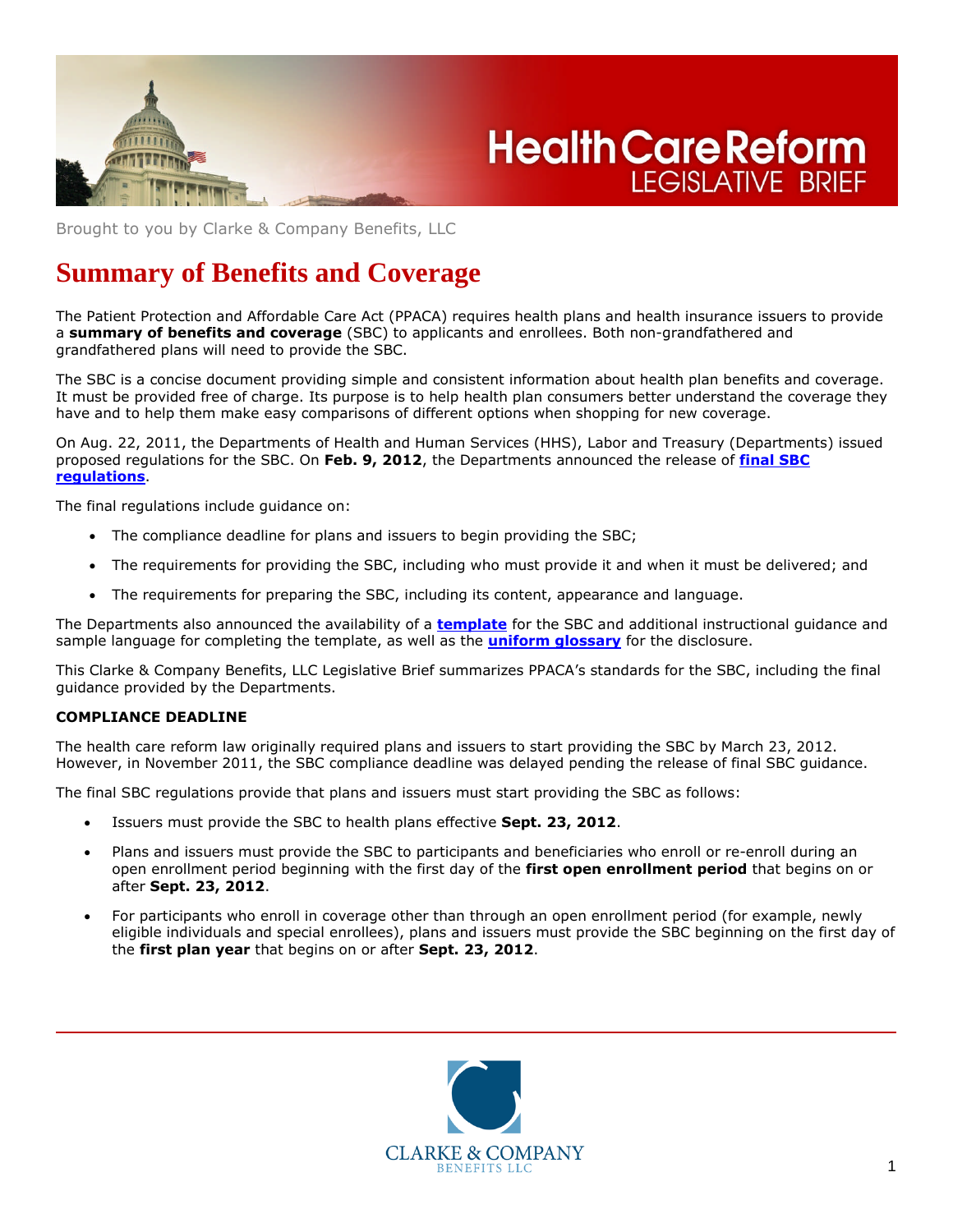Brought to you by Clarke & Company Benefits, LLC

# Summary of Benefits and Coverage

The Patient Protection and Affordable Care Act (PPACA) requires health plans and health insurance issuers to provide a **summary of benefits and coverage** (SBC) to applicants and enrollees. Both non-grandfathered and grandfathered plans will need to provide the SBC.

The SBC is a concise document providing simple and consistent information about health plan benefits and coverage. It must be provided free of charge. Its purpose is to help health plan consumers better understand the coverage they have and to help them make easy comparisons of different options when shopping for new coverage.

On Aug. 22, 2011, the Departments of Health and Human Services (HHS), Labor and Treasury (Departments) issued proposed regulations for the SBC. On **Feb. 9, 2012**, the Departments announced the release of **final SBC regulations**.

The final regulations include guidance on:

- The compliance deadline for plans and issuers to begin providing the SBC;
- The requirements for providing the SBC, including who must provide it and when it must be delivered; and
- The requirements for preparing the SBC, including its content, appearance and language.

The Departments also announced the availability of a **template** for the SBC and additional instructional guidance and sample language for completing the template, as well as the **uniform glossary** for the disclosure.

This Clarke & Company Benefits, LLC Legislative Brief summarizes PPACA's standards for the SBC, including the final guidance provided by the Departments.

**COMPLIANCE DEADLINE**

The health care reform law originally required plans and issuers to start providing the SBC by March 23, 2012. However, in November 2011, the SBC compliance deadline was delayed pending the release of final SBC guidance.

The final SBC regulations provide that plans and issuers must start providing the SBC as follows:

- Issuers must provide the SBC to health plans effective **Sept. 23, 2012**.
- Plans and issuers must provide the SBC to participants and beneficiaries who enroll or re-enroll during an open enrollment period beginning with the first day of the **first open enrollment period** that begins on or after **Sept. 23, 2012**.
- For participants who enroll in coverage other than through an open enrollment period (for example, newly eligible individuals and special enrollees), plans and issuers must provide the SBC beginning on the first day of the **first plan year** that begins on or after **Sept. 23, 2012**.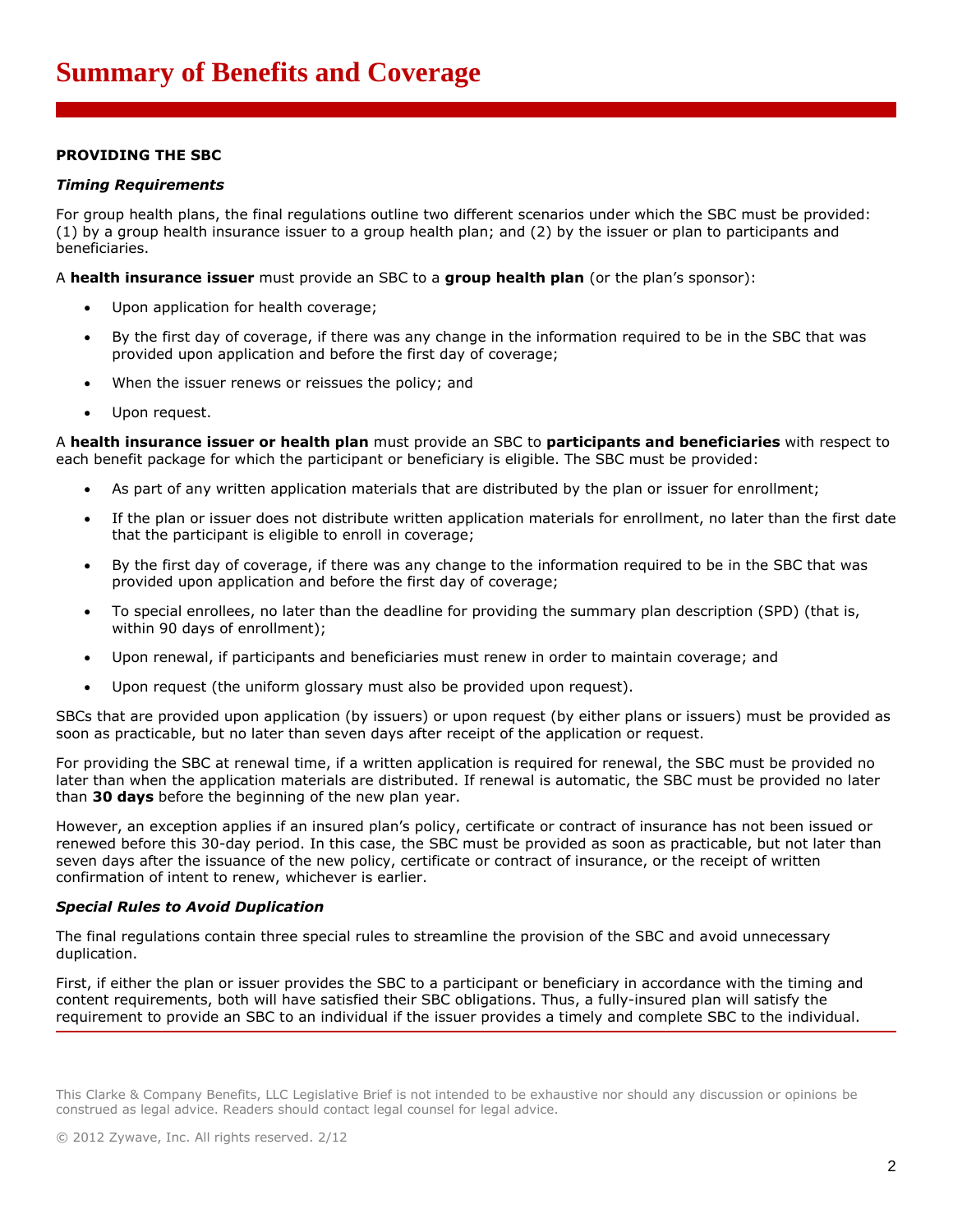# Summary of Benefits and Coverage

**PROVIDING THE SBC**

***Timing Requirements***

For group health plans, the final regulations outline two different scenarios under which the SBC must be provided: (1) by a group health insurance issuer to a group health plan; and (2) by the issuer or plan to participants and beneficiaries.

A **health insurance issuer** must provide an SBC to a **group health plan** (or the plan's sponsor):

- Upon application for health coverage;
- By the first day of coverage, if there was any change in the information required to be in the SBC that was provided upon application and before the first day of coverage;
- When the issuer renews or reissues the policy; and
- Upon request.

A **health insurance issuer or health plan** must provide an SBC to **participants and beneficiaries** with respect to each benefit package for which the participant or beneficiary is eligible. The SBC must be provided:

- As part of any written application materials that are distributed by the plan or issuer for enrollment;
- If the plan or issuer does not distribute written application materials for enrollment, no later than the first date that the participant is eligible to enroll in coverage;
- By the first day of coverage, if there was any change to the information required to be in the SBC that was provided upon application and before the first day of coverage;
- To special enrollees, no later than the deadline for providing the summary plan description (SPD) (that is, within 90 days of enrollment);
- Upon renewal, if participants and beneficiaries must renew in order to maintain coverage; and
- Upon request (the uniform glossary must also be provided upon request).

SBCs that are provided upon application (by issuers) or upon request (by either plans or issuers) must be provided as soon as practicable, but no later than seven days after receipt of the application or request.

For providing the SBC at renewal time, if a written application is required for renewal, the SBC must be provided no later than when the application materials are distributed. If renewal is automatic, the SBC must be provided no later than **30 days** before the beginning of the new plan year.

However, an exception applies if an insured plan's policy, certificate or contract of insurance has not been issued or renewed before this 30-day period. In this case, the SBC must be provided as soon as practicable, but not later than seven days after the issuance of the new policy, certificate or contract of insurance, or the receipt of written confirmation of intent to renew, whichever is earlier.

***Special Rules to Avoid Duplication***

The final regulations contain three special rules to streamline the provision of the SBC and avoid unnecessary duplication.

First, if either the plan or issuer provides the SBC to a participant or beneficiary in accordance with the timing and content requirements, both will have satisfied their SBC obligations. Thus, a fully-insured plan will satisfy the requirement to provide an SBC to an individual if the issuer provides a timely and complete SBC to the individual.

This Clarke & Company Benefits, LLC Legislative Brief is not intended to be exhaustive nor should any discussion or opinions be construed as legal advice. Readers should contact legal counsel for legal advice.

© 2012 Zywave, Inc. All rights reserved. 2/12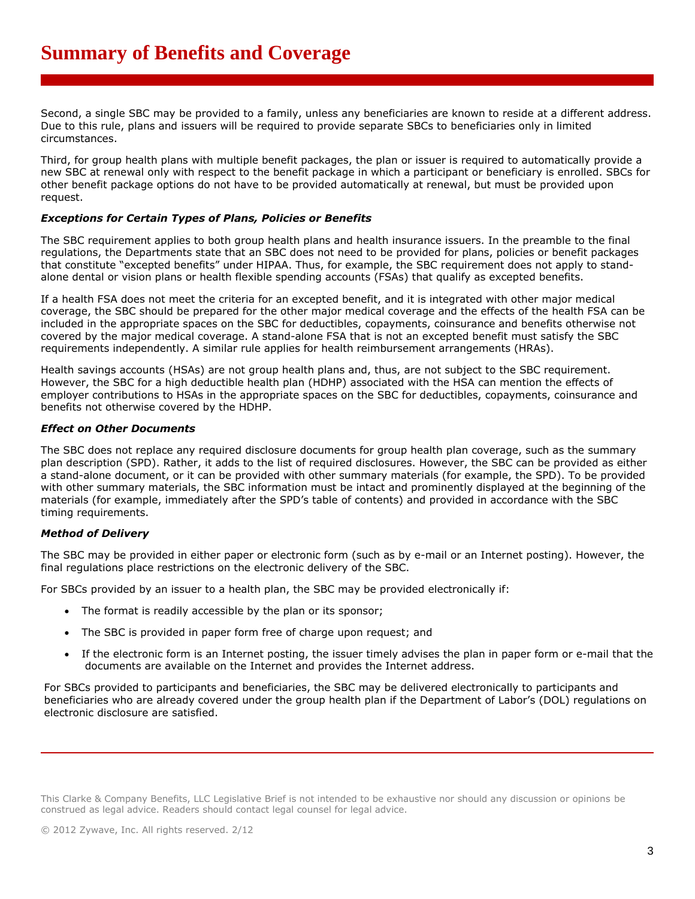# Summary of Benefits and Coverage

Second, a single SBC may be provided to a family, unless any beneficiaries are known to reside at a different address. Due to this rule, plans and issuers will be required to provide separate SBCs to beneficiaries only in limited circumstances.

Third, for group health plans with multiple benefit packages, the plan or issuer is required to automatically provide a new SBC at renewal only with respect to the benefit package in which a participant or beneficiary is enrolled. SBCs for other benefit package options do not have to be provided automatically at renewal, but must be provided upon request.

***Exceptions for Certain Types of Plans, Policies or Benefits***

The SBC requirement applies to both group health plans and health insurance issuers. In the preamble to the final regulations, the Departments state that an SBC does not need to be provided for plans, policies or benefit packages that constitute "excepted benefits" under HIPAA. Thus, for example, the SBC requirement does not apply to stand-alone dental or vision plans or health flexible spending accounts (FSAs) that qualify as excepted benefits.

If a health FSA does not meet the criteria for an excepted benefit, and it is integrated with other major medical coverage, the SBC should be prepared for the other major medical coverage and the effects of the health FSA can be included in the appropriate spaces on the SBC for deductibles, copayments, coinsurance and benefits otherwise not covered by the major medical coverage. A stand-alone FSA that is not an excepted benefit must satisfy the SBC requirements independently. A similar rule applies for health reimbursement arrangements (HRAs).

Health savings accounts (HSAs) are not group health plans and, thus, are not subject to the SBC requirement. However, the SBC for a high deductible health plan (HDHP) associated with the HSA can mention the effects of employer contributions to HSAs in the appropriate spaces on the SBC for deductibles, copayments, coinsurance and benefits not otherwise covered by the HDHP.

***Effect on Other Documents***

The SBC does not replace any required disclosure documents for group health plan coverage, such as the summary plan description (SPD). Rather, it adds to the list of required disclosures. However, the SBC can be provided as either a stand-alone document, or it can be provided with other summary materials (for example, the SPD). To be provided with other summary materials, the SBC information must be intact and prominently displayed at the beginning of the materials (for example, immediately after the SPD's table of contents) and provided in accordance with the SBC timing requirements.

***Method of Delivery***

The SBC may be provided in either paper or electronic form (such as by e-mail or an Internet posting). However, the final regulations place restrictions on the electronic delivery of the SBC.

For SBCs provided by an issuer to a health plan, the SBC may be provided electronically if:

- The format is readily accessible by the plan or its sponsor;
- The SBC is provided in paper form free of charge upon request; and
- If the electronic form is an Internet posting, the issuer timely advises the plan in paper form or e-mail that the documents are available on the Internet and provides the Internet address.

For SBCs provided to participants and beneficiaries, the SBC may be delivered electronically to participants and beneficiaries who are already covered under the group health plan if the Department of Labor's (DOL) regulations on electronic disclosure are satisfied.

This Clarke & Company Benefits, LLC Legislative Brief is not intended to be exhaustive nor should any discussion or opinions be construed as legal advice. Readers should contact legal counsel for legal advice.

© 2012 Zywave, Inc. All rights reserved. 2/12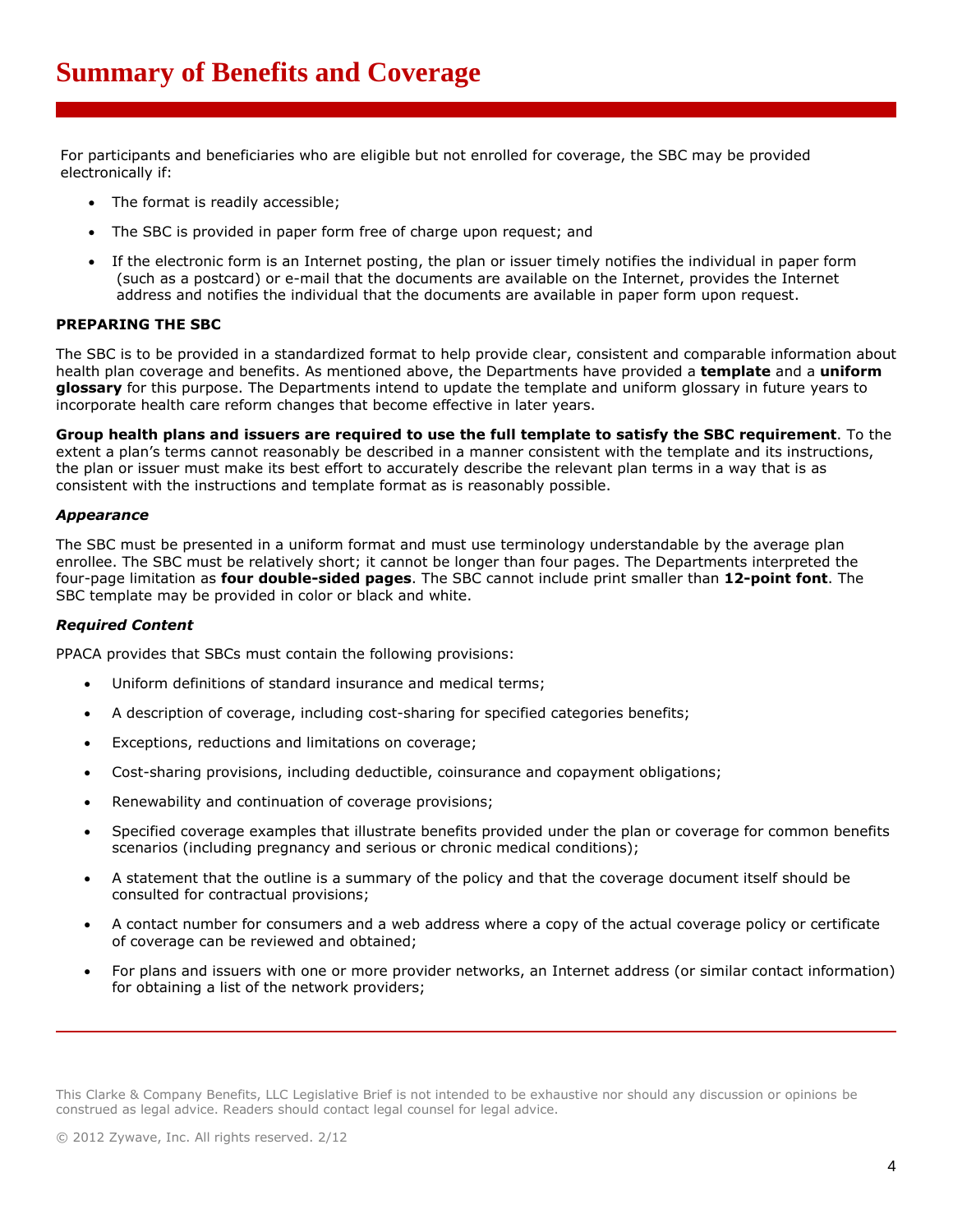For participants and beneficiaries who are eligible but not enrolled for coverage, the SBC may be provided electronically if:

- The format is readily accessible;
- The SBC is provided in paper form free of charge upon request; and
- If the electronic form is an Internet posting, the plan or issuer timely notifies the individual in paper form (such as a postcard) or e-mail that the documents are available on the Internet, provides the Internet address and notifies the individual that the documents are available in paper form upon request.

**PREPARING THE SBC**

The SBC is to be provided in a standardized format to help provide clear, consistent and comparable information about health plan coverage and benefits. As mentioned above, the Departments have provided a **template** and a **uniform glossary** for this purpose. The Departments intend to update the template and uniform glossary in future years to incorporate health care reform changes that become effective in later years.

**Group health plans and issuers are required to use the full template to satisfy the SBC requirement**. To the extent a plan's terms cannot reasonably be described in a manner consistent with the template and its instructions, the plan or issuer must make its best effort to accurately describe the relevant plan terms in a way that is as consistent with the instructions and template format as is reasonably possible.

***Appearance***

The SBC must be presented in a uniform format and must use terminology understandable by the average plan enrollee. The SBC must be relatively short; it cannot be longer than four pages. The Departments interpreted the four-page limitation as **four double-sided pages**. The SBC cannot include print smaller than **12-point font**. The SBC template may be provided in color or black and white.

***Required Content***

PPACA provides that SBCs must contain the following provisions:

- Uniform definitions of standard insurance and medical terms;
- A description of coverage, including cost-sharing for specified categories benefits;
- Exceptions, reductions and limitations on coverage;
- Cost-sharing provisions, including deductible, coinsurance and copayment obligations;
- Renewability and continuation of coverage provisions;
- Specified coverage examples that illustrate benefits provided under the plan or coverage for common benefits scenarios (including pregnancy and serious or chronic medical conditions);
- A statement that the outline is a summary of the policy and that the coverage document itself should be consulted for contractual provisions;
- A contact number for consumers and a web address where a copy of the actual coverage policy or certificate of coverage can be reviewed and obtained;
- For plans and issuers with one or more provider networks, an Internet address (or similar contact information) for obtaining a list of the network providers;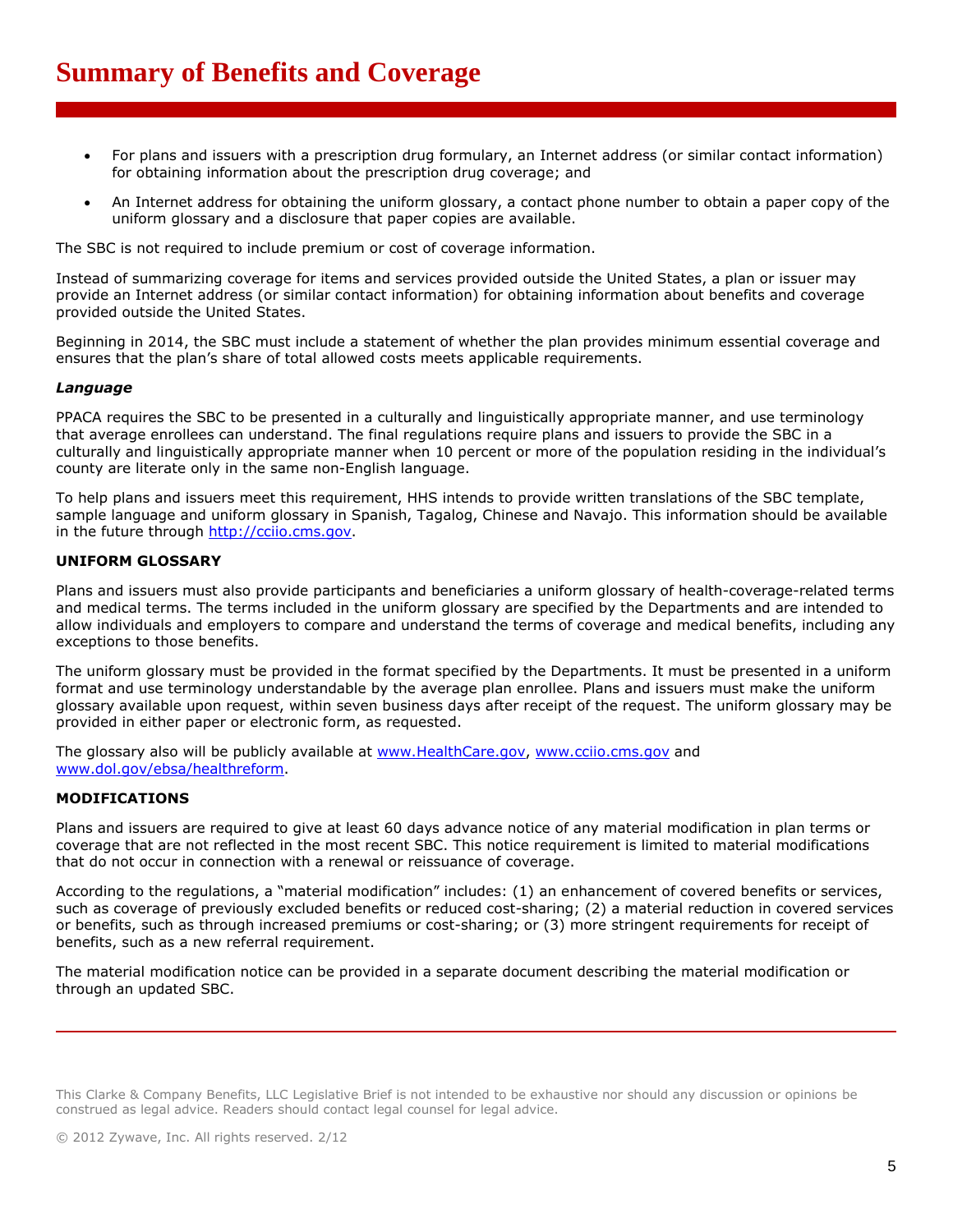- For plans and issuers with a prescription drug formulary, an Internet address (or similar contact information) for obtaining information about the prescription drug coverage; and
- An Internet address for obtaining the uniform glossary, a contact phone number to obtain a paper copy of the uniform glossary and a disclosure that paper copies are available.

The SBC is not required to include premium or cost of coverage information.

Instead of summarizing coverage for items and services provided outside the United States, a plan or issuer may provide an Internet address (or similar contact information) for obtaining information about benefits and coverage provided outside the United States.

Beginning in 2014, the SBC must include a statement of whether the plan provides minimum essential coverage and ensures that the plan's share of total allowed costs meets applicable requirements.

***Language***

PPACA requires the SBC to be presented in a culturally and linguistically appropriate manner, and use terminology that average enrollees can understand. The final regulations require plans and issuers to provide the SBC in a culturally and linguistically appropriate manner when 10 percent or more of the population residing in the individual's county are literate only in the same non-English language.

To help plans and issuers meet this requirement, HHS intends to provide written translations of the SBC template, sample language and uniform glossary in Spanish, Tagalog, Chinese and Navajo. This information should be available in the future through http://cciio.cms.gov.

**UNIFORM GLOSSARY**

Plans and issuers must also provide participants and beneficiaries a uniform glossary of health-coverage-related terms and medical terms. The terms included in the uniform glossary are specified by the Departments and are intended to allow individuals and employers to compare and understand the terms of coverage and medical benefits, including any exceptions to those benefits.

The uniform glossary must be provided in the format specified by the Departments. It must be presented in a uniform format and use terminology understandable by the average plan enrollee. Plans and issuers must make the uniform glossary available upon request, within seven business days after receipt of the request. The uniform glossary may be provided in either paper or electronic form, as requested.

The glossary also will be publicly available at www.HealthCare.gov, www.cciio.cms.gov and www.dol.gov/ebsa/healthreform.

**MODIFICATIONS**

Plans and issuers are required to give at least 60 days advance notice of any material modification in plan terms or coverage that are not reflected in the most recent SBC. This notice requirement is limited to material modifications that do not occur in connection with a renewal or reissuance of coverage.

According to the regulations, a "material modification" includes: (1) an enhancement of covered benefits or services, such as coverage of previously excluded benefits or reduced cost-sharing; (2) a material reduction in covered services or benefits, such as through increased premiums or cost-sharing; or (3) more stringent requirements for receipt of benefits, such as a new referral requirement.

The material modification notice can be provided in a separate document describing the material modification or through an updated SBC.

This Clarke & Company Benefits, LLC Legislative Brief is not intended to be exhaustive nor should any discussion or opinions be construed as legal advice. Readers should contact legal counsel for legal advice.

© 2012 Zywave, Inc. All rights reserved. 2/12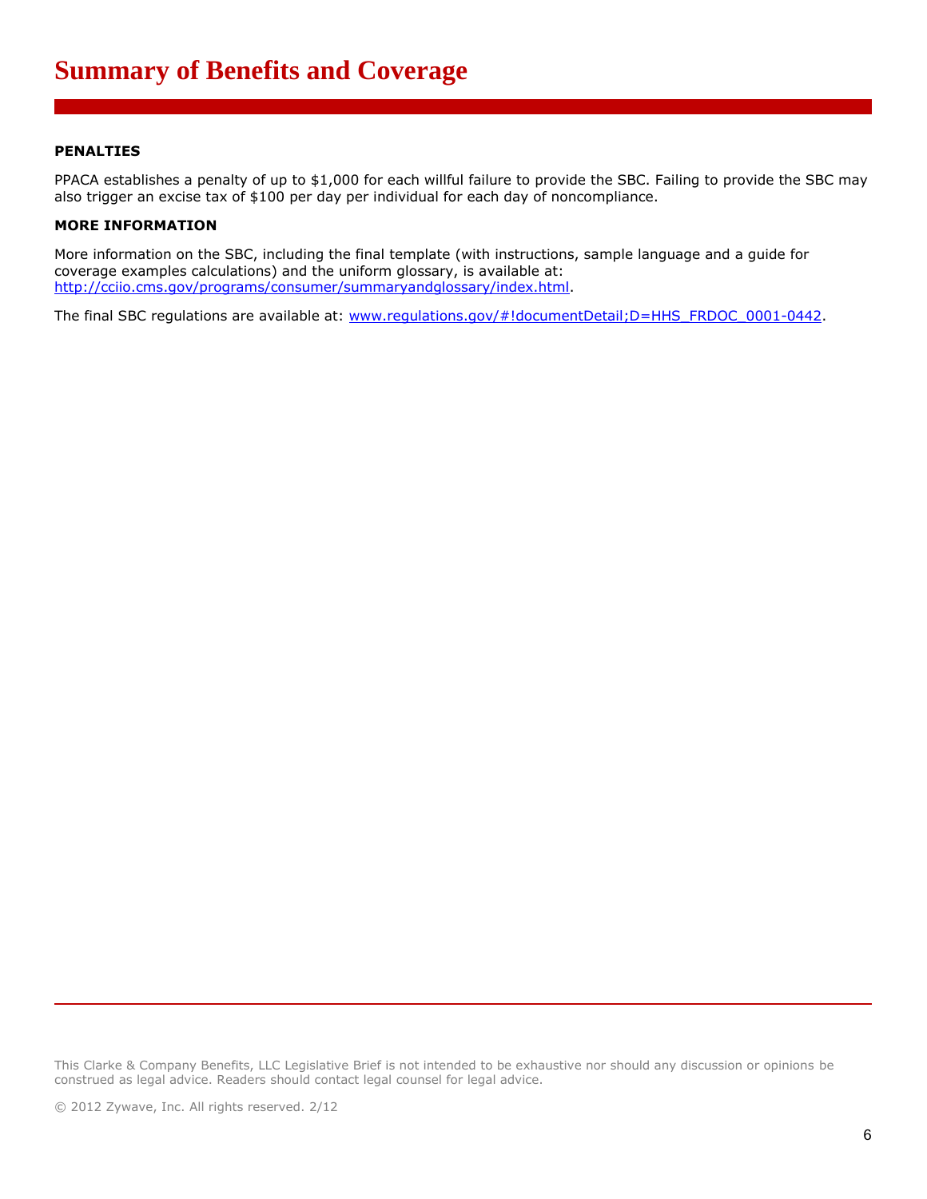# Summary of Benefits and Coverage

**PENALTIES**

PPACA establishes a penalty of up to $1,000 for each willful failure to provide the SBC. Failing to provide the SBC may also trigger an excise tax of $100 per day per individual for each day of noncompliance.

**MORE INFORMATION**

More information on the SBC, including the final template (with instructions, sample language and a guide for coverage examples calculations) and the uniform glossary, is available at: http://cciio.cms.gov/programs/consumer/summaryandglossary/index.html.

The final SBC regulations are available at: www.regulations.gov/#!documentDetail;D=HHS_FRDOC_0001-0442.

This Clarke & Company Benefits, LLC Legislative Brief is not intended to be exhaustive nor should any discussion or opinions be construed as legal advice. Readers should contact legal counsel for legal advice.

© 2012 Zywave, Inc. All rights reserved. 2/12